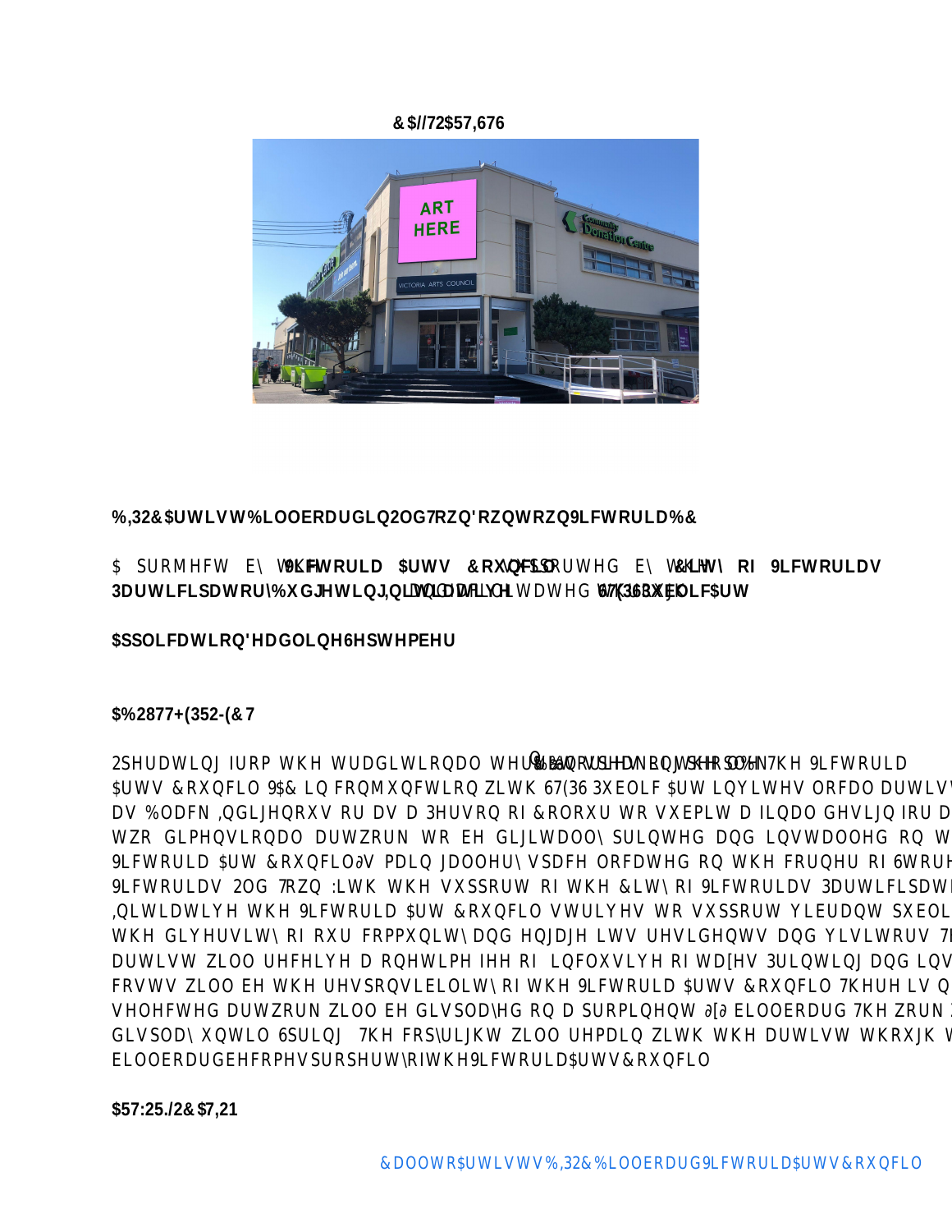**CALL TO ARTISTS**

**BIPOC Artist Billboard in Old Town Downtown Victoria BC**

A project by the **Victoria Arts Council** supported by the **City of Victorias Participatory Budgeting Initiative** and co-curated with **STEPS Public Art**

**Application Deadline September**

**ABOUT THE PROJECT**

Operating from the traditional ter... people. The Victoria Arts Council VAC in conjunction with STEPS Public Art invites local artist as Black, Indigenous or as a Person of Colour to submit a final design for a two dimensional artwork to be digitally printed and installed on t Victoria Art Council's main gallery space located on the corner of Store Victorias Old Town With the support of the City of Victorias Participat Initiative the Victoria Art Council strives to support vibrant publi the diversity of our community and engage its residents and visitors T artist will receive a onetime fee of inclusive of taxes Printing and ins costs will be the responsibility of the Victoria Arts Council There is n selected artwork will be displayed on a prominent ′x′ billboard The work display until Spring The copyright will remain with the artist though t billboard becomes property of the Victoria Arts Council

**ARTWORK LOCATION**

Call to Artists BIPOC Billboard Victoria Arts Council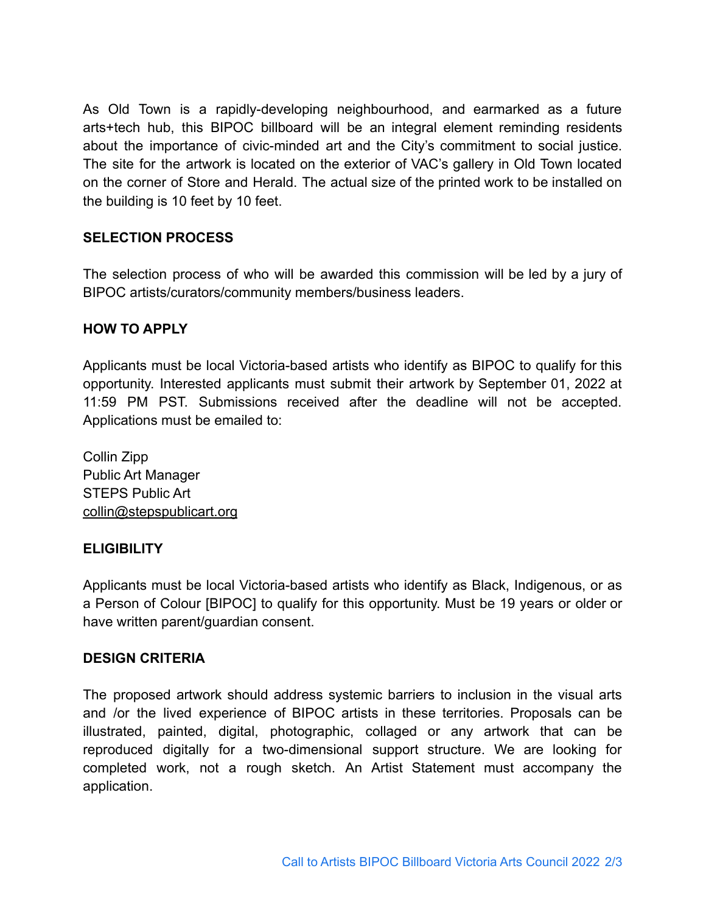As Old Town is a rapidly-developing neighbourhood, and earmarked as a future arts+tech hub, this BIPOC billboard will be an integral element reminding residents about the importance of civic-minded art and the City's commitment to social justice. The site for the artwork is located on the exterior of VAC's gallery in Old Town located on the corner of Store and Herald. The actual size of the printed work to be installed on the building is 10 feet by 10 feet.

## SELECTION PROCESS

The selection process of who will be awarded this commission will be led by a jury of BIPOC artists/curators/community members/business leaders.

## HOW TO APPLY

Applicants must be local Victoria-based artists who identify as BIPOC to qualify for this opportunity. Interested applicants must submit their artwork by September 01, 2022 at 11:59 PM PST. Submissions received after the deadline will not be accepted. Applications must be emailed to:

Collin Zipp
Public Art Manager
STEPS Public Art
collin@stepspublicart.org

## ELIGIBILITY

Applicants must be local Victoria-based artists who identify as Black, Indigenous, or as a Person of Colour [BIPOC] to qualify for this opportunity. Must be 19 years or older or have written parent/guardian consent.

## DESIGN CRITERIA

The proposed artwork should address systemic barriers to inclusion in the visual arts and /or the lived experience of BIPOC artists in these territories. Proposals can be illustrated, painted, digital, photographic, collaged or any artwork that can be reproduced digitally for a two-dimensional support structure. We are looking for completed work, not a rough sketch. An Artist Statement must accompany the application.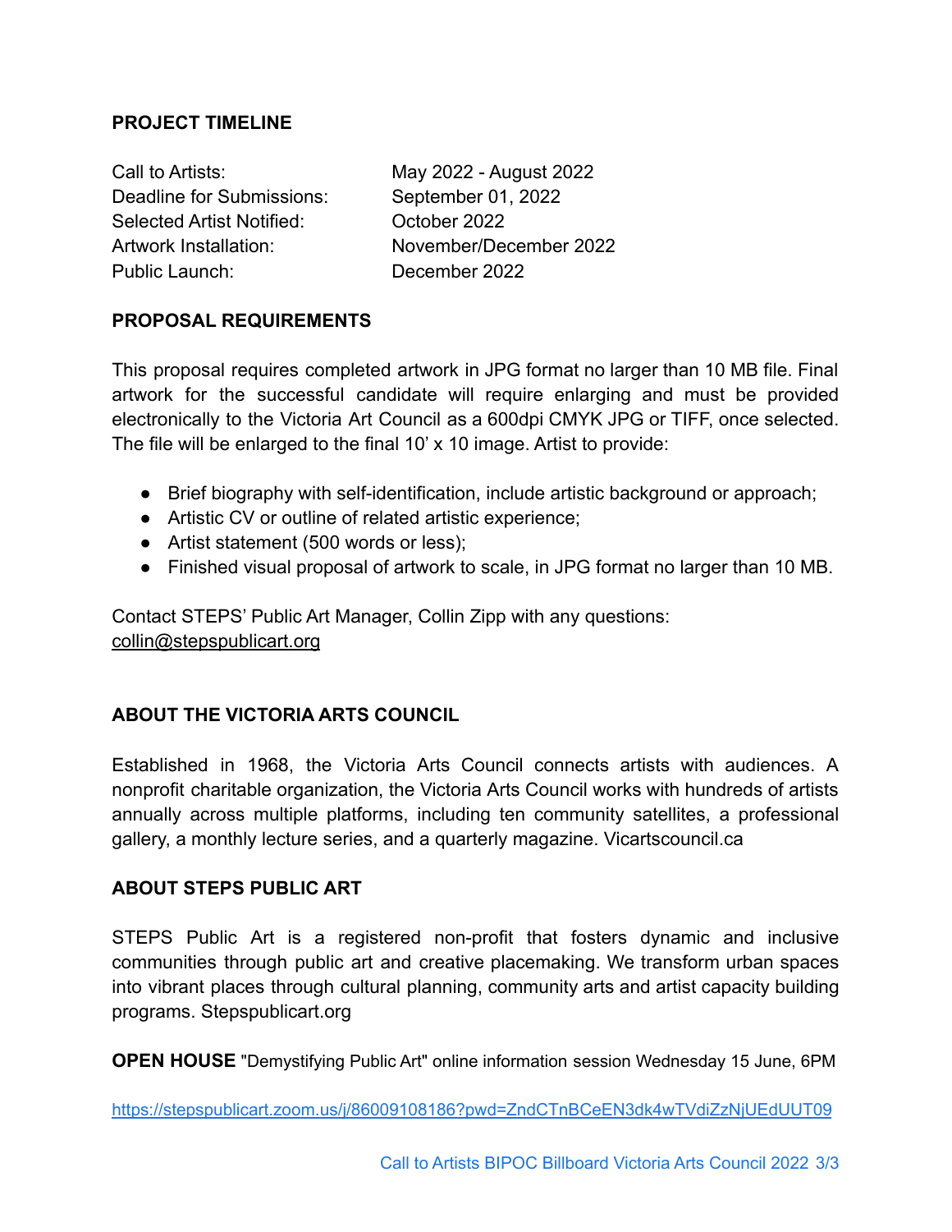## PROJECT TIMELINE

| | |
|---|---|
| Call to Artists: | May 2022 - August 2022 |
| Deadline for Submissions: | September 01, 2022 |
| Selected Artist Notified: | October 2022 |
| Artwork Installation: | November/December 2022 |
| Public Launch: | December 2022 |

## PROPOSAL REQUIREMENTS

This proposal requires completed artwork in JPG format no larger than 10 MB file. Final artwork for the successful candidate will require enlarging and must be provided electronically to the Victoria Art Council as a 600dpi CMYK JPG or TIFF, once selected. The file will be enlarged to the final 10' x 10 image. Artist to provide:

- Brief biography with self-identification, include artistic background or approach;
- Artistic CV or outline of related artistic experience;
- Artist statement (500 words or less);
- Finished visual proposal of artwork to scale, in JPG format no larger than 10 MB.

Contact STEPS' Public Art Manager, Collin Zipp with any questions:
collin@stepspublicart.org

## ABOUT THE VICTORIA ARTS COUNCIL

Established in 1968, the Victoria Arts Council connects artists with audiences. A nonprofit charitable organization, the Victoria Arts Council works with hundreds of artists annually across multiple platforms, including ten community satellites, a professional gallery, a monthly lecture series, and a quarterly magazine. Vicartscouncil.ca

## ABOUT STEPS PUBLIC ART

STEPS Public Art is a registered non-profit that fosters dynamic and inclusive communities through public art and creative placemaking. We transform urban spaces into vibrant places through cultural planning, community arts and artist capacity building programs. Stepspublicart.org

**OPEN HOUSE** "Demystifying Public Art" online information session Wednesday 15 June, 6PM

https://stepspublicart.zoom.us/j/86009108186?pwd=ZndCTnBCeEN3dk4wTVdiZzNjUEdUUT09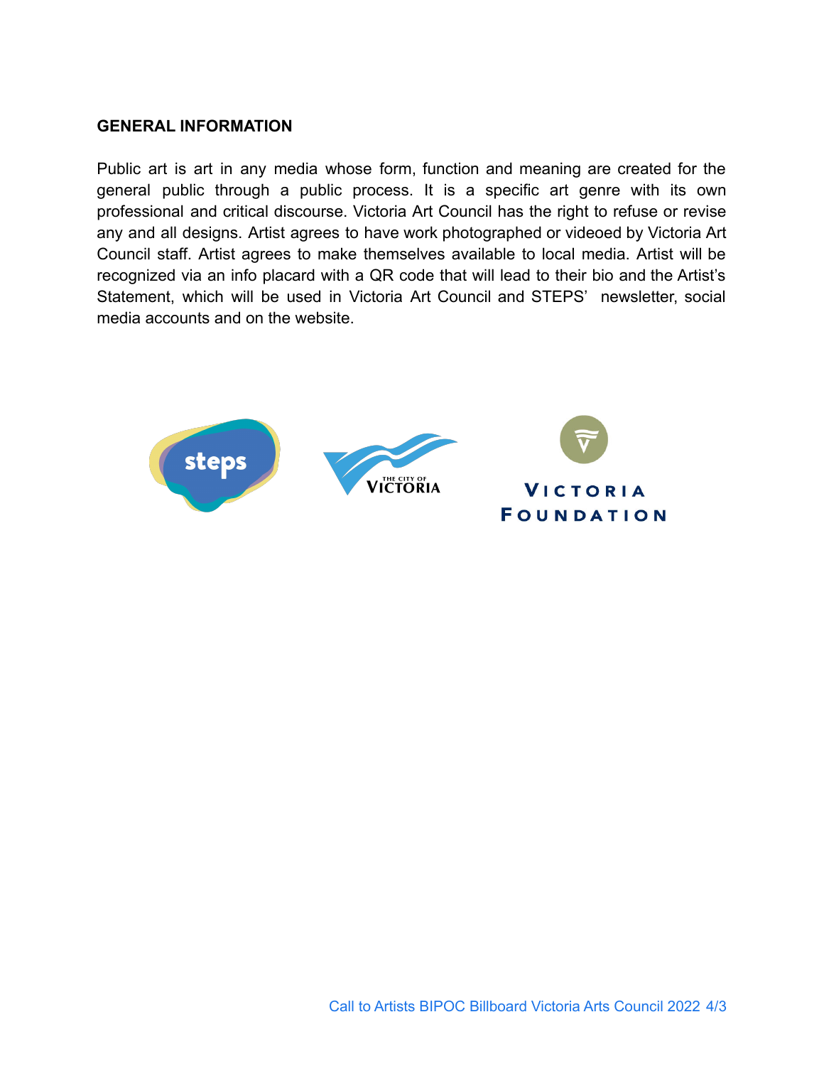**GENERAL INFORMATION**

Public art is art in any media whose form, function and meaning are created for the general public through a public process. It is a specific art genre with its own professional and critical discourse. Victoria Art Council has the right to refuse or revise any and all designs. Artist agrees to have work photographed or videoed by Victoria Art Council staff. Artist agrees to make themselves available to local media. Artist will be recognized via an info placard with a QR code that will lead to their bio and the Artist's Statement, which will be used in Victoria Art Council and STEPS' newsletter, social media accounts and on the website.